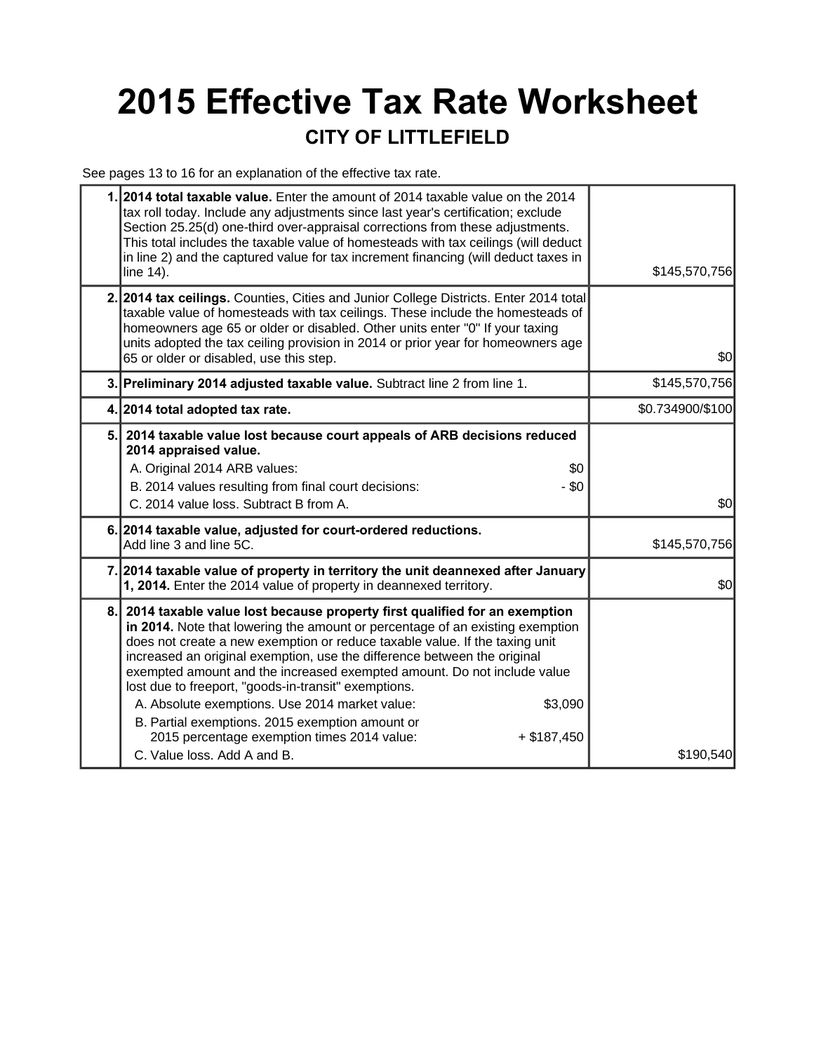# 2015 Effective Tax Rate Worksheet

## CITY OF LITTLEFIELD

See pages 13 to 16 for an explanation of the effective tax rate.

| | | |
|---|---|---|
| 1. | **2014 total taxable value.** Enter the amount of 2014 taxable value on the 2014 tax roll today. Include any adjustments since last year's certification; exclude Section 25.25(d) one-third over-appraisal corrections from these adjustments. This total includes the taxable value of homesteads with tax ceilings (will deduct in line 2) and the captured value for tax increment financing (will deduct taxes in line 14). | $145,570,756 |
| 2. | **2014 tax ceilings.** Counties, Cities and Junior College Districts. Enter 2014 total taxable value of homesteads with tax ceilings. These include the homesteads of homeowners age 65 or older or disabled. Other units enter "0" If your taxing units adopted the tax ceiling provision in 2014 or prior year for homeowners age 65 or older or disabled, use this step. | $0 |
| 3. | **Preliminary 2014 adjusted taxable value.** Subtract line 2 from line 1. | $145,570,756 |
| 4. | **2014 total adopted tax rate.** | $0.734900/$100 |
| 5. | **2014 taxable value lost because court appeals of ARB decisions reduced 2014 appraised value.**<br>A. Original 2014 ARB values: $0<br>B. 2014 values resulting from final court decisions: - $0<br>C. 2014 value loss. Subtract B from A. | $0 |
| 6. | **2014 taxable value, adjusted for court-ordered reductions.** Add line 3 and line 5C. | $145,570,756 |
| 7. | **2014 taxable value of property in territory the unit deannexed after January 1, 2014.** Enter the 2014 value of property in deannexed territory. | $0 |
| 8. | **2014 taxable value lost because property first qualified for an exemption in 2014.** Note that lowering the amount or percentage of an existing exemption does not create a new exemption or reduce taxable value. If the taxing unit increased an original exemption, use the difference between the original exempted amount and the increased exempted amount. Do not include value lost due to freeport, "goods-in-transit" exemptions.<br>A. Absolute exemptions. Use 2014 market value: $3,090<br>B. Partial exemptions. 2015 exemption amount or 2015 percentage exemption times 2014 value: + $187,450<br>C. Value loss. Add A and B. | $190,540 |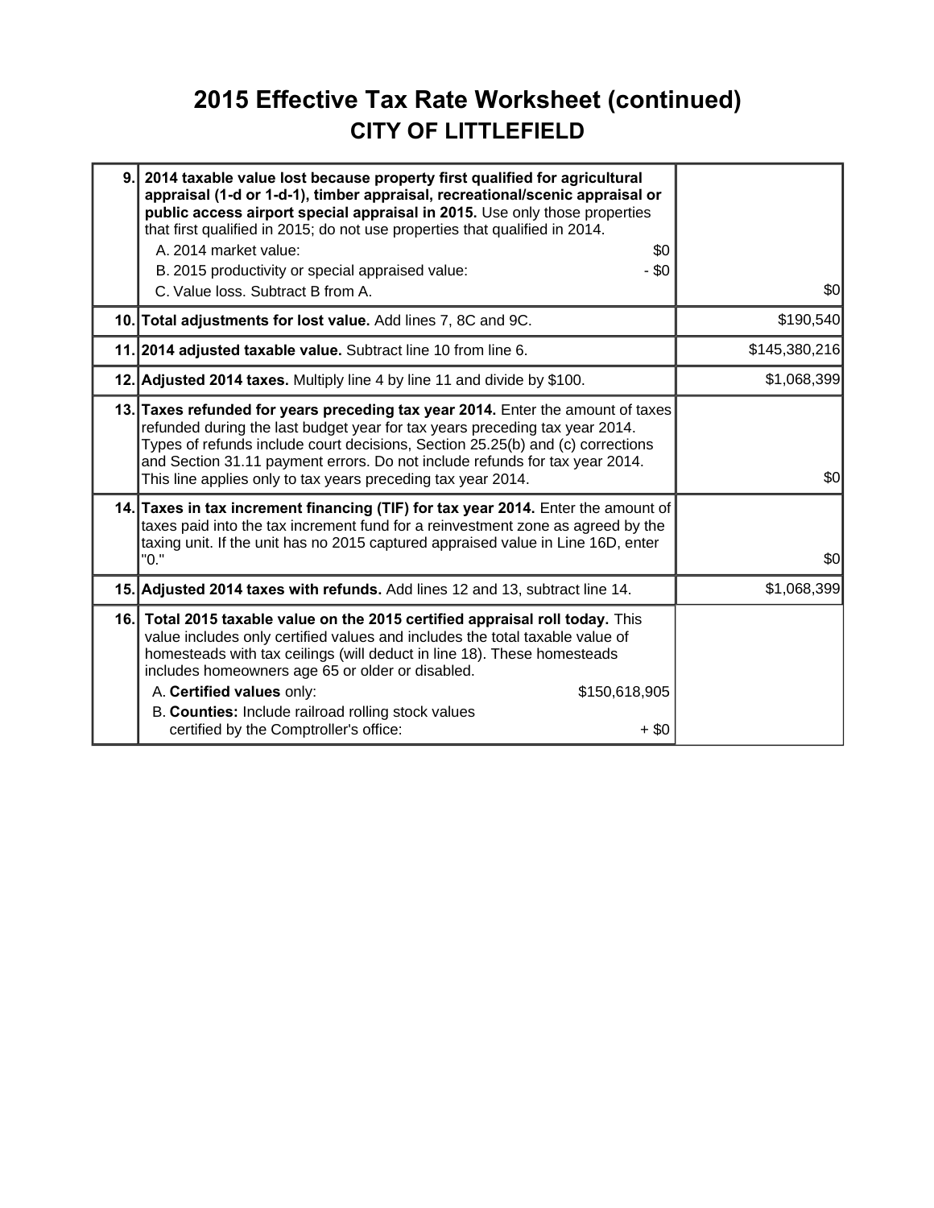# 2015 Effective Tax Rate Worksheet (continued)

## CITY OF LITTLEFIELD

| | | |
|---|---|---|
| 9. | **2014 taxable value lost because property first qualified for agricultural appraisal (1-d or 1-d-1), timber appraisal, recreational/scenic appraisal or public access airport special appraisal in 2015.** Use only those properties that first qualified in 2015; do not use properties that qualified in 2014.<br>A. 2014 market value: $0<br>B. 2015 productivity or special appraised value: - $0<br>C. Value loss. Subtract B from A. | $0 |
| 10. | **Total adjustments for lost value.** Add lines 7, 8C and 9C. | $190,540 |
| 11. | **2014 adjusted taxable value.** Subtract line 10 from line 6. | $145,380,216 |
| 12. | **Adjusted 2014 taxes.** Multiply line 4 by line 11 and divide by $100. | $1,068,399 |
| 13. | **Taxes refunded for years preceding tax year 2014.** Enter the amount of taxes refunded during the last budget year for tax years preceding tax year 2014. Types of refunds include court decisions, Section 25.25(b) and (c) corrections and Section 31.11 payment errors. Do not include refunds for tax year 2014. This line applies only to tax years preceding tax year 2014. | $0 |
| 14. | **Taxes in tax increment financing (TIF) for tax year 2014.** Enter the amount of taxes paid into the tax increment fund for a reinvestment zone as agreed by the taxing unit. If the unit has no 2015 captured appraised value in Line 16D, enter "0." | $0 |
| 15. | **Adjusted 2014 taxes with refunds.** Add lines 12 and 13, subtract line 14. | $1,068,399 |
| 16. | **Total 2015 taxable value on the 2015 certified appraisal roll today.** This value includes only certified values and includes the total taxable value of homesteads with tax ceilings (will deduct in line 18). These homesteads includes homeowners age 65 or older or disabled.<br>A. **Certified values** only: $150,618,905<br>B. **Counties:** Include railroad rolling stock values certified by the Comptroller's office: + $0 | |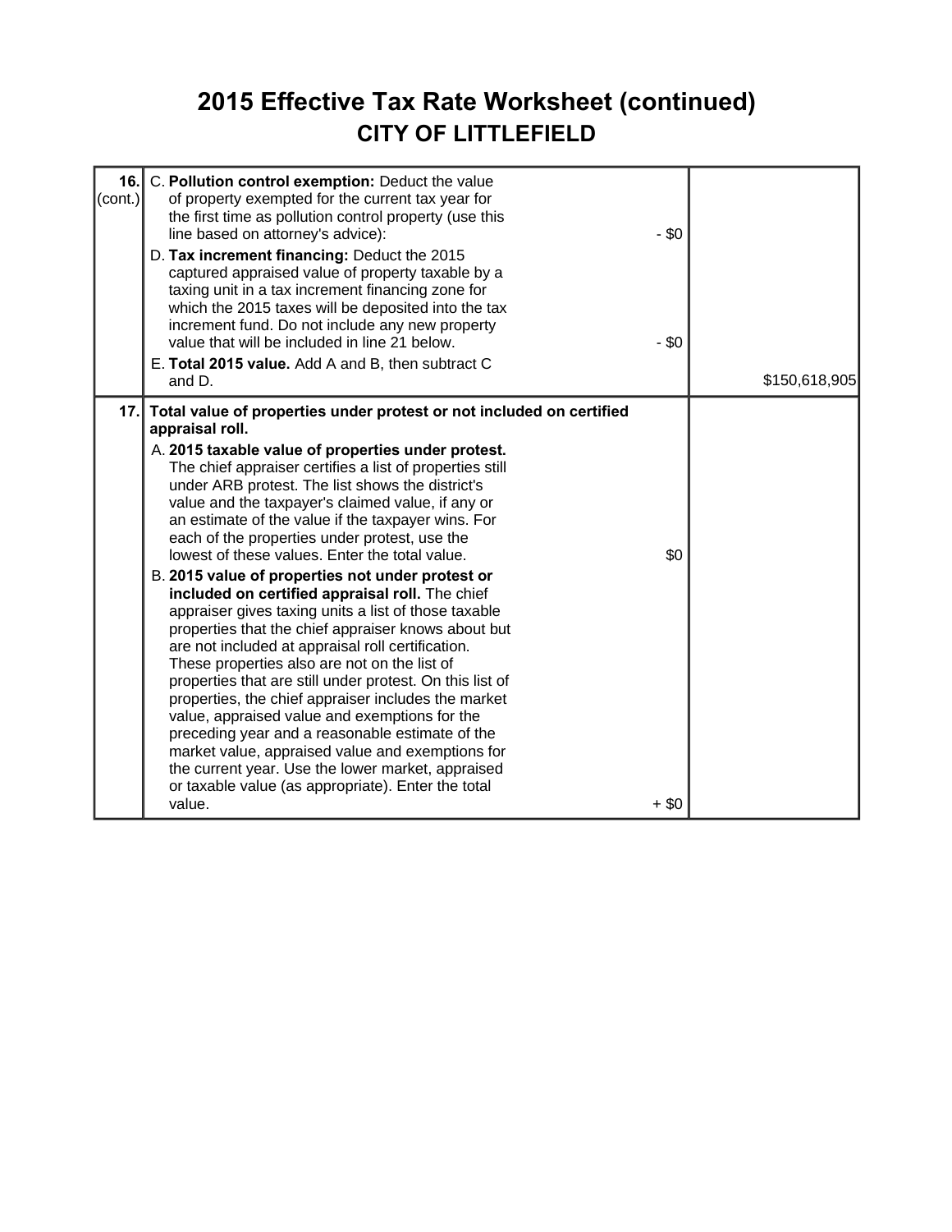# 2015 Effective Tax Rate Worksheet (continued)

## CITY OF LITTLEFIELD

| | | | |
|---|---|---|---|
| **16.** (cont.) | C. **Pollution control exemption:** Deduct the value of property exempted for the current tax year for the first time as pollution control property (use this line based on attorney's advice): | - $0 | |
| | D. **Tax increment financing:** Deduct the 2015 captured appraised value of property taxable by a taxing unit in a tax increment financing zone for which the 2015 taxes will be deposited into the tax increment fund. Do not include any new property value that will be included in line 21 below. | - $0 | |
| | E. **Total 2015 value.** Add A and B, then subtract C and D. | | $150,618,905 |
| **17.** | **Total value of properties under protest or not included on certified appraisal roll.** | | |
| | A. **2015 taxable value of properties under protest.** The chief appraiser certifies a list of properties still under ARB protest. The list shows the district's value and the taxpayer's claimed value, if any or an estimate of the value if the taxpayer wins. For each of the properties under protest, use the lowest of these values. Enter the total value. | $0 | |
| | B. **2015 value of properties not under protest or included on certified appraisal roll.** The chief appraiser gives taxing units a list of those taxable properties that the chief appraiser knows about but are not included at appraisal roll certification. These properties also are not on the list of properties that are still under protest. On this list of properties, the chief appraiser includes the market value, appraised value and exemptions for the preceding year and a reasonable estimate of the market value, appraised value and exemptions for the current year. Use the lower market, appraised or taxable value (as appropriate). Enter the total value. | + $0 | |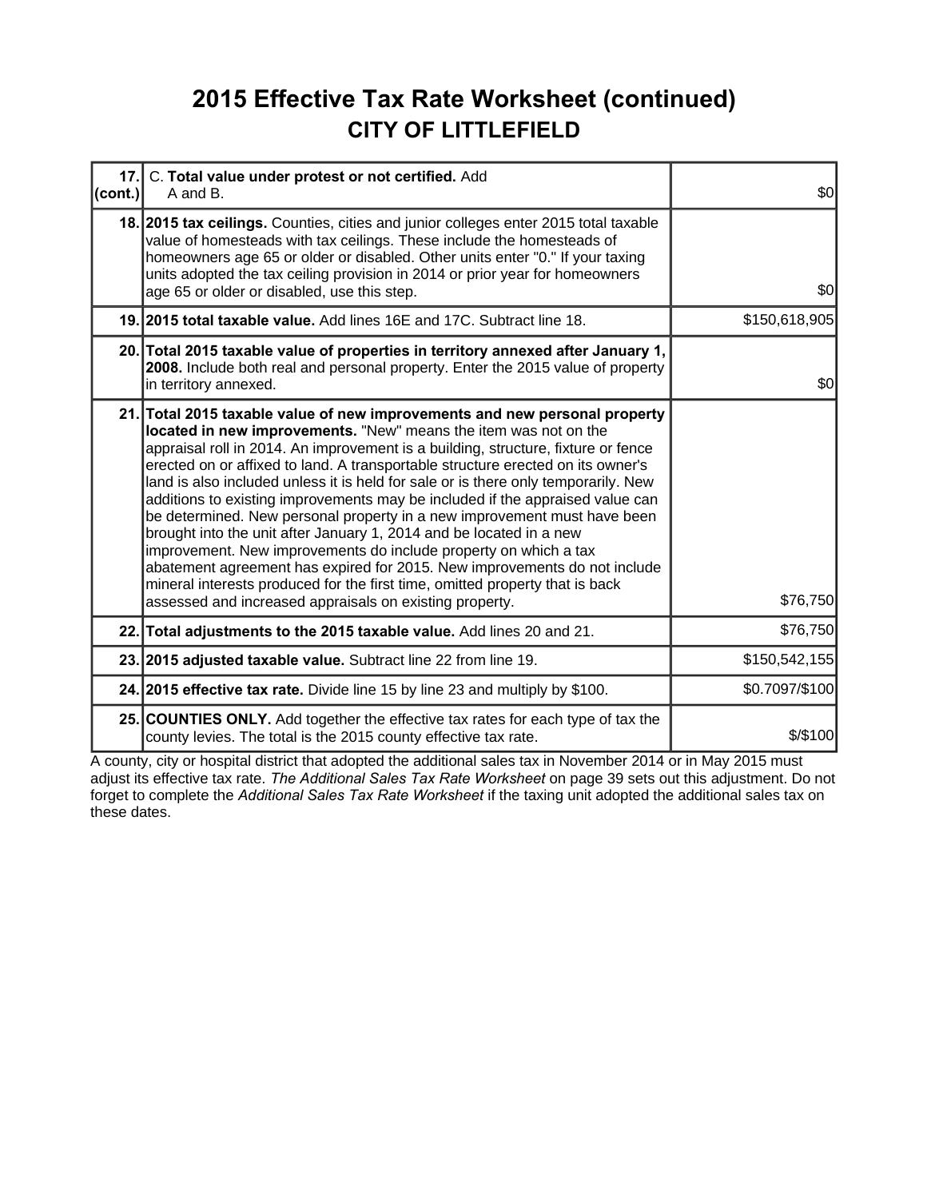# 2015 Effective Tax Rate Worksheet (continued)

## CITY OF LITTLEFIELD

| | | |
|---|---|---|
| 17. (cont.) | C. **Total value under protest or not certified.** Add A and B. | $0 |
| 18. | **2015 tax ceilings.** Counties, cities and junior colleges enter 2015 total taxable value of homesteads with tax ceilings. These include the homesteads of homeowners age 65 or older or disabled. Other units enter "0." If your taxing units adopted the tax ceiling provision in 2014 or prior year for homeowners age 65 or older or disabled, use this step. | $0 |
| 19. | **2015 total taxable value.** Add lines 16E and 17C. Subtract line 18. | $150,618,905 |
| 20. | **Total 2015 taxable value of properties in territory annexed after January 1, 2008.** Include both real and personal property. Enter the 2015 value of property in territory annexed. | $0 |
| 21. | **Total 2015 taxable value of new improvements and new personal property located in new improvements.** "New" means the item was not on the appraisal roll in 2014. An improvement is a building, structure, fixture or fence erected on or affixed to land. A transportable structure erected on its owner's land is also included unless it is held for sale or is there only temporarily. New additions to existing improvements may be included if the appraised value can be determined. New personal property in a new improvement must have been brought into the unit after January 1, 2014 and be located in a new improvement. New improvements do include property on which a tax abatement agreement has expired for 2015. New improvements do not include mineral interests produced for the first time, omitted property that is back assessed and increased appraisals on existing property. | $76,750 |
| 22. | **Total adjustments to the 2015 taxable value.** Add lines 20 and 21. | $76,750 |
| 23. | **2015 adjusted taxable value.** Subtract line 22 from line 19. | $150,542,155 |
| 24. | **2015 effective tax rate.** Divide line 15 by line 23 and multiply by $100. | $0.7097/$100 |
| 25. | **COUNTIES ONLY.** Add together the effective tax rates for each type of tax the county levies. The total is the 2015 county effective tax rate. | $/$100 |

A county, city or hospital district that adopted the additional sales tax in November 2014 or in May 2015 must adjust its effective tax rate. *The Additional Sales Tax Rate Worksheet* on page 39 sets out this adjustment. Do not forget to complete the *Additional Sales Tax Rate Worksheet* if the taxing unit adopted the additional sales tax on these dates.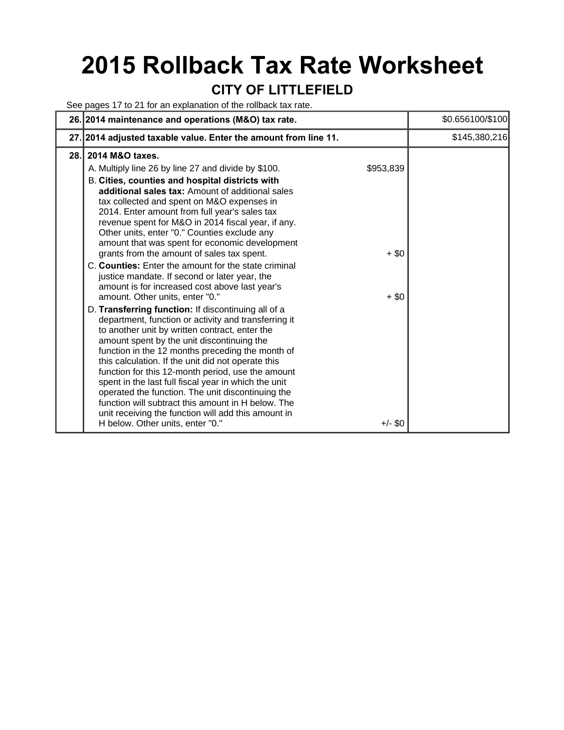# 2015 Rollback Tax Rate Worksheet

## CITY OF LITTLEFIELD

See pages 17 to 21 for an explanation of the rollback tax rate.

| | | | |
|---|---|---|---|
| 26. | **2014 maintenance and operations (M&O) tax rate.** | | $0.656100/$100 |
| 27. | **2014 adjusted taxable value. Enter the amount from line 11.** | | $145,380,216 |
| 28. | **2014 M&O taxes.** | | |
| | A. Multiply line 26 by line 27 and divide by $100. | $953,839 | |
| | B. **Cities, counties and hospital districts with additional sales tax:** Amount of additional sales tax collected and spent on M&O expenses in 2014. Enter amount from full year's sales tax revenue spent for M&O in 2014 fiscal year, if any. Other units, enter "0." Counties exclude any amount that was spent for economic development grants from the amount of sales tax spent. | + $0 | |
| | C. **Counties:** Enter the amount for the state criminal justice mandate. If second or later year, the amount is for increased cost above last year's amount. Other units, enter "0." | + $0 | |
| | D. **Transferring function:** If discontinuing all of a department, function or activity and transferring it to another unit by written contract, enter the amount spent by the unit discontinuing the function in the 12 months preceding the month of this calculation. If the unit did not operate this function for this 12-month period, use the amount spent in the last full fiscal year in which the unit operated the function. The unit discontinuing the function will subtract this amount in H below. The unit receiving the function will add this amount in H below. Other units, enter "0." | +/- $0 | |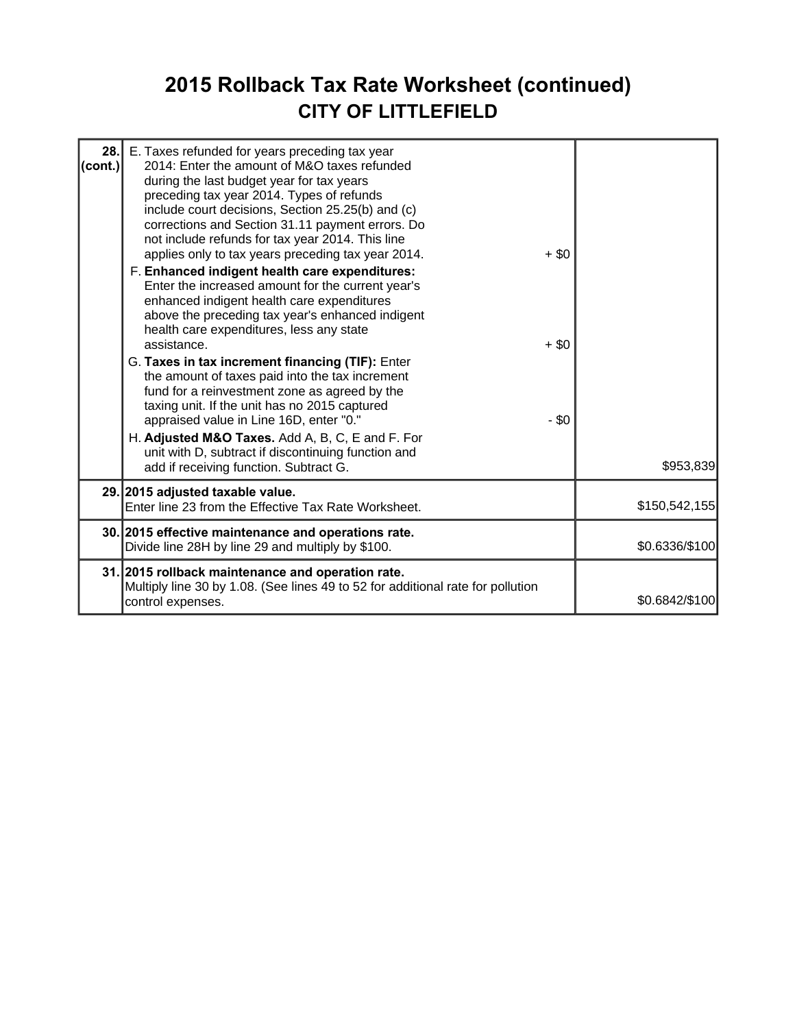# 2015 Rollback Tax Rate Worksheet (continued)

## CITY OF LITTLEFIELD

| | | | |
|---|---|---|---|
| 28. (cont.) | E. Taxes refunded for years preceding tax year 2014: Enter the amount of M&O taxes refunded during the last budget year for tax years preceding tax year 2014. Types of refunds include court decisions, Section 25.25(b) and (c) corrections and Section 31.11 payment errors. Do not include refunds for tax year 2014. This line applies only to tax years preceding tax year 2014. | + $0 | |
| | F. **Enhanced indigent health care expenditures:** Enter the increased amount for the current year's enhanced indigent health care expenditures above the preceding tax year's enhanced indigent health care expenditures, less any state assistance. | + $0 | |
| | G. **Taxes in tax increment financing (TIF):** Enter the amount of taxes paid into the tax increment fund for a reinvestment zone as agreed by the taxing unit. If the unit has no 2015 captured appraised value in Line 16D, enter "0." | - $0 | |
| | H. **Adjusted M&O Taxes.** Add A, B, C, E and F. For unit with D, subtract if discontinuing function and add if receiving function. Subtract G. | | $953,839 |
| 29. | **2015 adjusted taxable value.** Enter line 23 from the Effective Tax Rate Worksheet. | | $150,542,155 |
| 30. | **2015 effective maintenance and operations rate.** Divide line 28H by line 29 and multiply by $100. | | $0.6336/$100 |
| 31. | **2015 rollback maintenance and operation rate.** Multiply line 30 by 1.08. (See lines 49 to 52 for additional rate for pollution control expenses. | | $0.6842/$100 |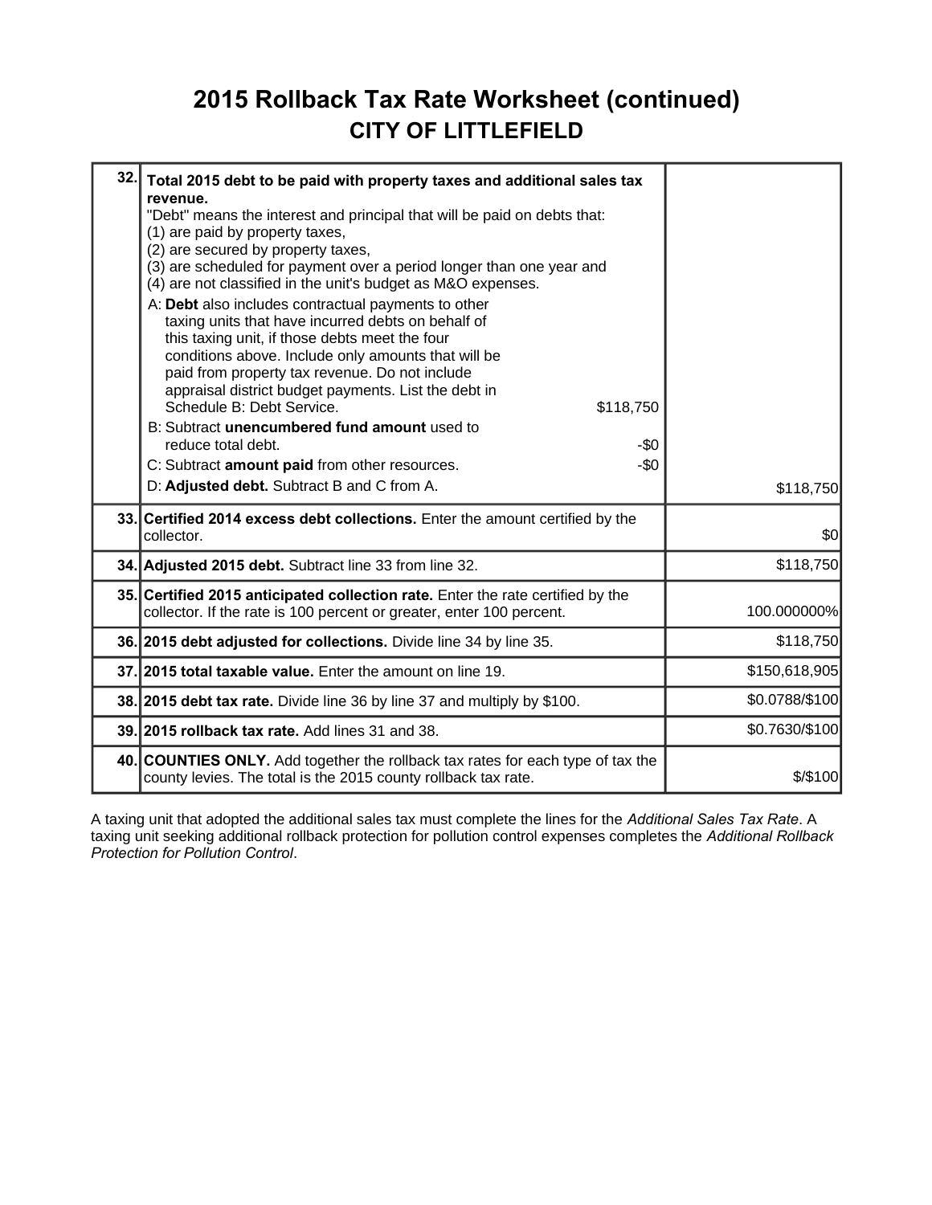# 2015 Rollback Tax Rate Worksheet (continued)

## CITY OF LITTLEFIELD

| | | |
|---|---|---|
| 32. | **Total 2015 debt to be paid with property taxes and additional sales tax revenue.**<br>"Debt" means the interest and principal that will be paid on debts that:<br>(1) are paid by property taxes,<br>(2) are secured by property taxes,<br>(3) are scheduled for payment over a period longer than one year and<br>(4) are not classified in the unit's budget as M&O expenses.<br>A: **Debt** also includes contractual payments to other taxing units that have incurred debts on behalf of this taxing unit, if those debts meet the four conditions above. Include only amounts that will be paid from property tax revenue. Do not include appraisal district budget payments. List the debt in Schedule B: Debt Service. $118,750<br>B: Subtract **unencumbered fund amount** used to reduce total debt. -$0<br>C: Subtract **amount paid** from other resources. -$0<br>D: **Adjusted debt.** Subtract B and C from A. | $118,750 |
| 33. | **Certified 2014 excess debt collections.** Enter the amount certified by the collector. | $0 |
| 34. | **Adjusted 2015 debt.** Subtract line 33 from line 32. | $118,750 |
| 35. | **Certified 2015 anticipated collection rate.** Enter the rate certified by the collector. If the rate is 100 percent or greater, enter 100 percent. | 100.000000% |
| 36. | **2015 debt adjusted for collections.** Divide line 34 by line 35. | $118,750 |
| 37. | **2015 total taxable value.** Enter the amount on line 19. | $150,618,905 |
| 38. | **2015 debt tax rate.** Divide line 36 by line 37 and multiply by $100. | $0.0788/$100 |
| 39. | **2015 rollback tax rate.** Add lines 31 and 38. | $0.7630/$100 |
| 40. | **COUNTIES ONLY.** Add together the rollback tax rates for each type of tax the county levies. The total is the 2015 county rollback tax rate. | $/$100 |

A taxing unit that adopted the additional sales tax must complete the lines for the *Additional Sales Tax Rate*. A taxing unit seeking additional rollback protection for pollution control expenses completes the *Additional Rollback Protection for Pollution Control*.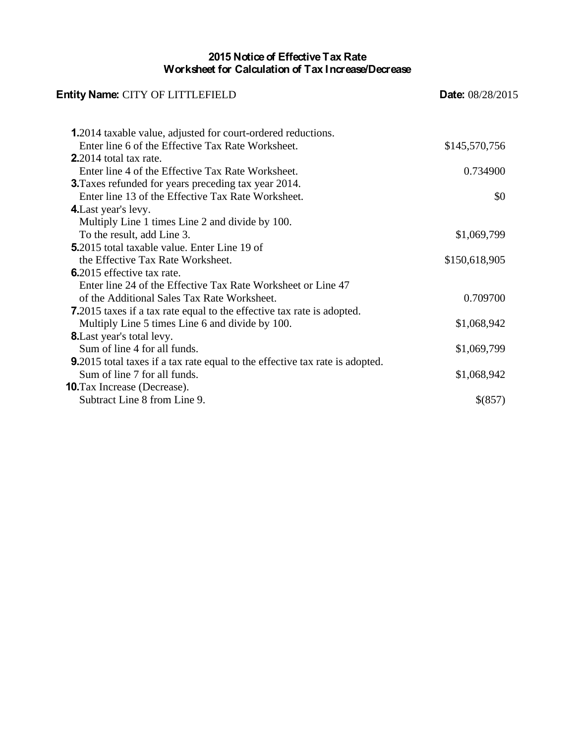## 2015 Notice of Effective Tax Rate
## Worksheet for Calculation of Tax Increase/Decrease

**Entity Name:** CITY OF LITTLEFIELD **Date:** 08/28/2015

| | |
|---|---|
| **1.** 2014 taxable value, adjusted for court-ordered reductions. Enter line 6 of the Effective Tax Rate Worksheet. | $145,570,756 |
| **2.** 2014 total tax rate. Enter line 4 of the Effective Tax Rate Worksheet. | 0.734900 |
| **3.** Taxes refunded for years preceding tax year 2014. Enter line 13 of the Effective Tax Rate Worksheet. | $0 |
| **4.** Last year's levy. Multiply Line 1 times Line 2 and divide by 100. To the result, add Line 3. | $1,069,799 |
| **5.** 2015 total taxable value. Enter Line 19 of the Effective Tax Rate Worksheet. | $150,618,905 |
| **6.** 2015 effective tax rate. Enter line 24 of the Effective Tax Rate Worksheet or Line 47 of the Additional Sales Tax Rate Worksheet. | 0.709700 |
| **7.** 2015 taxes if a tax rate equal to the effective tax rate is adopted. Multiply Line 5 times Line 6 and divide by 100. | $1,068,942 |
| **8.** Last year's total levy. Sum of line 4 for all funds. | $1,069,799 |
| **9.** 2015 total taxes if a tax rate equal to the effective tax rate is adopted. Sum of line 7 for all funds. | $1,068,942 |
| **10.** Tax Increase (Decrease). Subtract Line 8 from Line 9. | $(857) |